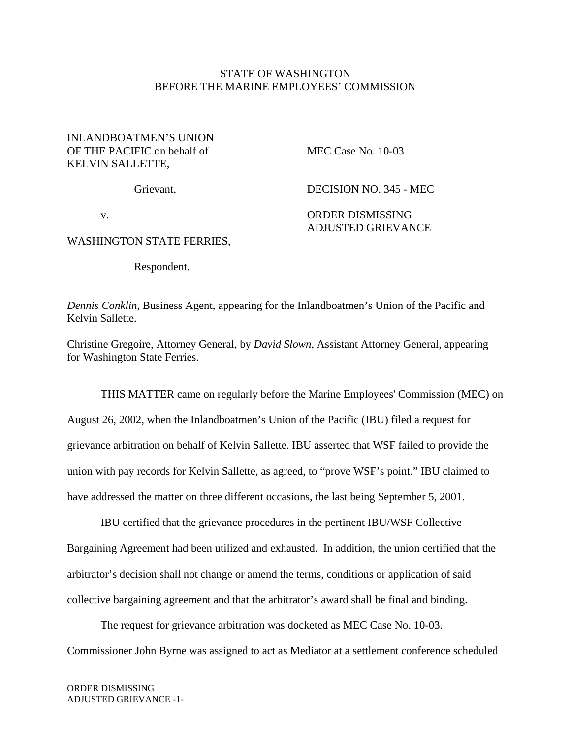STATE OF WASHINGTON
BEFORE THE MARINE EMPLOYEES' COMMISSION

| | |
|---|---|
| INLANDBOATMEN'S UNION OF THE PACIFIC on behalf of KELVIN SALLETTE, | MEC Case No. 10-03 |
| Grievant, | DECISION NO. 345 - MEC |
| v. | ORDER DISMISSING ADJUSTED GRIEVANCE |
| WASHINGTON STATE FERRIES, | |
| Respondent. | |

*Dennis Conklin*, Business Agent, appearing for the Inlandboatmen's Union of the Pacific and Kelvin Sallette.

Christine Gregoire, Attorney General, by *David Slown*, Assistant Attorney General, appearing for Washington State Ferries.

THIS MATTER came on regularly before the Marine Employees' Commission (MEC) on August 26, 2002, when the Inlandboatmen's Union of the Pacific (IBU) filed a request for grievance arbitration on behalf of Kelvin Sallette. IBU asserted that WSF failed to provide the union with pay records for Kelvin Sallette, as agreed, to "prove WSF's point." IBU claimed to have addressed the matter on three different occasions, the last being September 5, 2001.

IBU certified that the grievance procedures in the pertinent IBU/WSF Collective Bargaining Agreement had been utilized and exhausted. In addition, the union certified that the arbitrator's decision shall not change or amend the terms, conditions or application of said collective bargaining agreement and that the arbitrator's award shall be final and binding.

The request for grievance arbitration was docketed as MEC Case No. 10-03. Commissioner John Byrne was assigned to act as Mediator at a settlement conference scheduled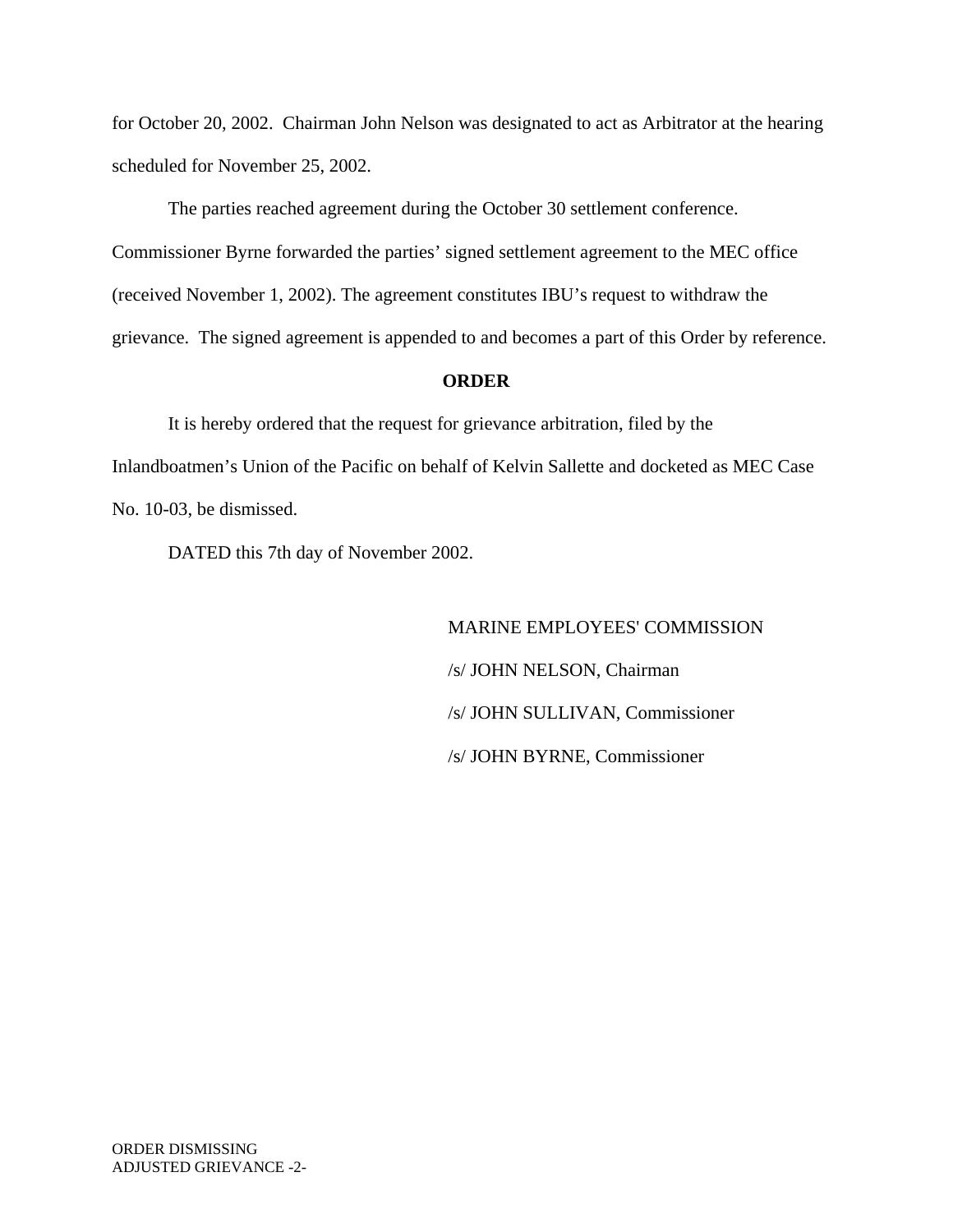for October 20, 2002. Chairman John Nelson was designated to act as Arbitrator at the hearing scheduled for November 25, 2002.

The parties reached agreement during the October 30 settlement conference. Commissioner Byrne forwarded the parties' signed settlement agreement to the MEC office (received November 1, 2002). The agreement constitutes IBU's request to withdraw the grievance. The signed agreement is appended to and becomes a part of this Order by reference.

**ORDER**

It is hereby ordered that the request for grievance arbitration, filed by the Inlandboatmen's Union of the Pacific on behalf of Kelvin Sallette and docketed as MEC Case No. 10-03, be dismissed.

DATED this 7th day of November 2002.

MARINE EMPLOYEES' COMMISSION

/s/ JOHN NELSON, Chairman

/s/ JOHN SULLIVAN, Commissioner

/s/ JOHN BYRNE, Commissioner

ORDER DISMISSING
ADJUSTED GRIEVANCE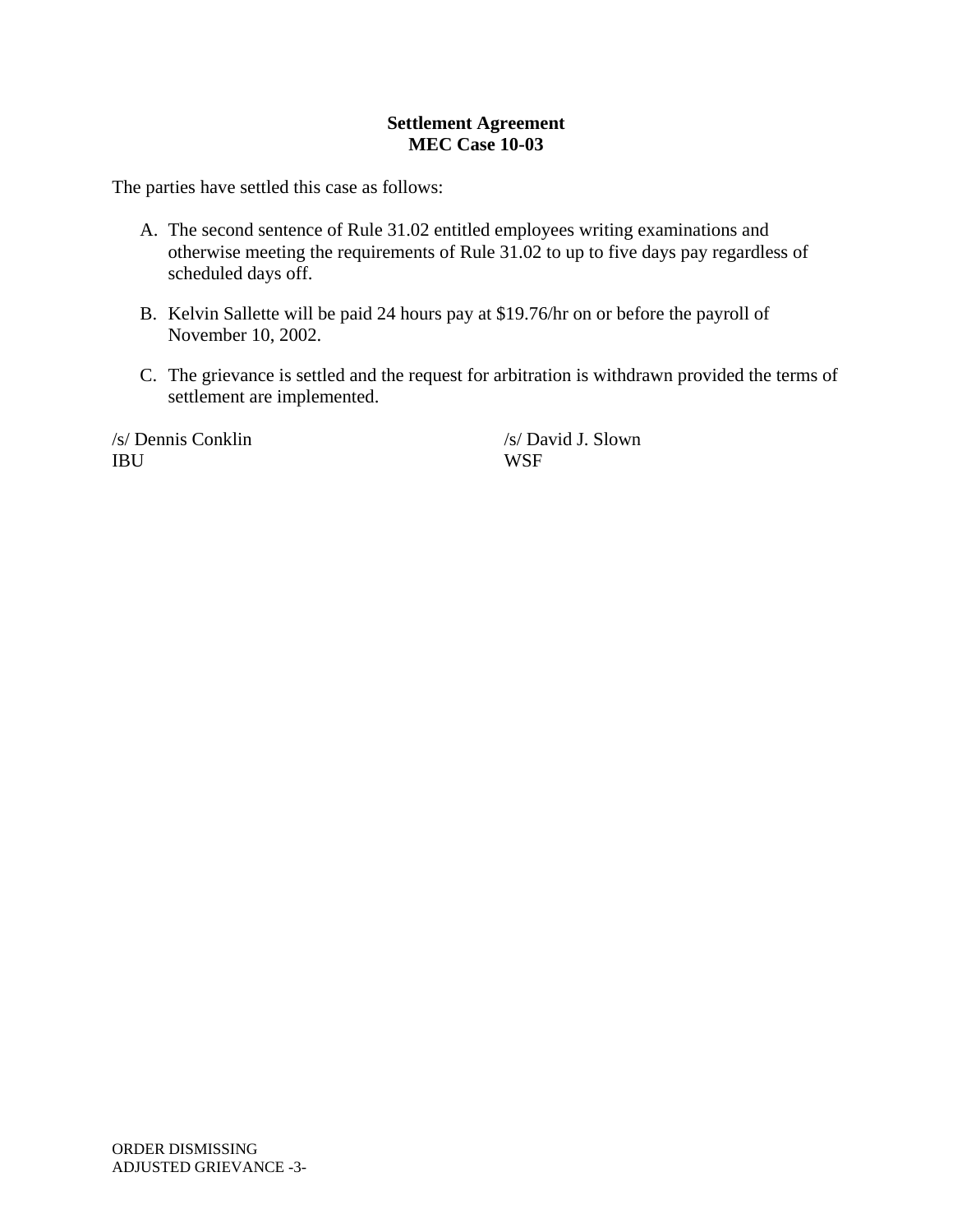**Settlement Agreement**
**MEC Case 10-03**

The parties have settled this case as follows:

A. The second sentence of Rule 31.02 entitled employees writing examinations and otherwise meeting the requirements of Rule 31.02 to up to five days pay regardless of scheduled days off.

B. Kelvin Sallette will be paid 24 hours pay at $19.76/hr on or before the payroll of November 10, 2002.

C. The grievance is settled and the request for arbitration is withdrawn provided the terms of settlement are implemented.

/s/ Dennis Conklin
IBU

/s/ David J. Slown
WSF